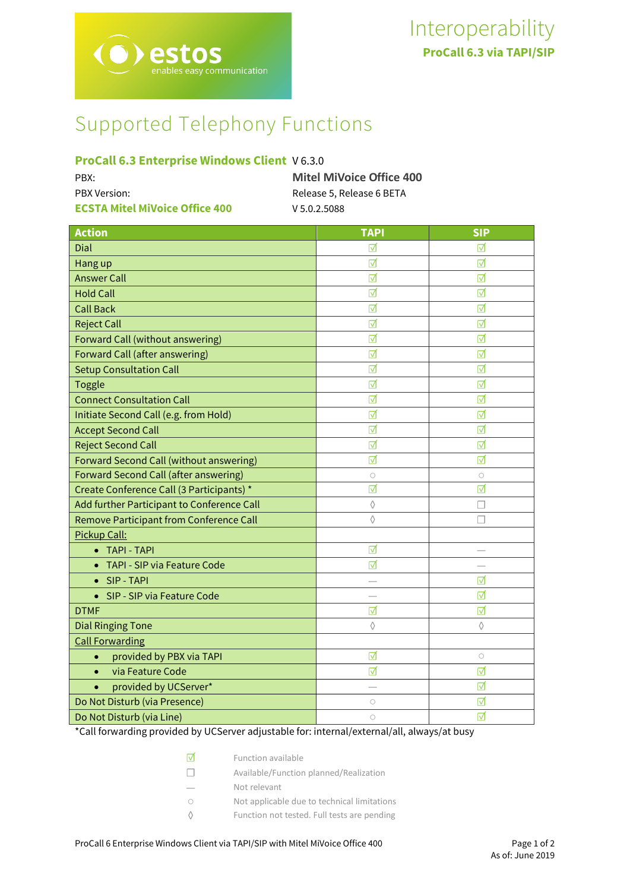# Interoperability

**ProCall 6.3 via TAPI/SIP**

# Supported Telephony Functions

| | |
|---|---|
| **ProCall 6.3 Enterprise Windows Client** | V 6.3.0 |
| PBX: | **Mitel MiVoice Office 400** |
| PBX Version: | Release 5, Release 6 BETA |
| **ECSTA Mitel MiVoice Office 400** | V 5.0.2.5088 |

| Action | TAPI | SIP |
|---|---|---|
| Dial | ☑ | ☑ |
| Hang up | ☑ | ☑ |
| Answer Call | ☑ | ☑ |
| Hold Call | ☑ | ☑ |
| Call Back | ☑ | ☑ |
| Reject Call | ☑ | ☑ |
| Forward Call (without answering) | ☑ | ☑ |
| Forward Call (after answering) | ☑ | ☑ |
| Setup Consultation Call | ☑ | ☑ |
| Toggle | ☑ | ☑ |
| Connect Consultation Call | ☑ | ☑ |
| Initiate Second Call (e.g. from Hold) | ☑ | ☑ |
| Accept Second Call | ☑ | ☑ |
| Reject Second Call | ☑ | ☑ |
| Forward Second Call (without answering) | ☑ | ☑ |
| Forward Second Call (after answering) | ○ | ○ |
| Create Conference Call (3 Participants) * | ☑ | ☑ |
| Add further Participant to Conference Call | ◊ | ☐ |
| Remove Participant from Conference Call | ◊ | ☐ |
| Pickup Call: | | |
| • TAPI - TAPI | ☑ | — |
| • TAPI - SIP via Feature Code | ☑ | — |
| • SIP - TAPI | — | ☑ |
| • SIP - SIP via Feature Code | — | ☑ |
| DTMF | ☑ | ☑ |
| Dial Ringing Tone | ◊ | ◊ |
| Call Forwarding | | |
| • provided by PBX via TAPI | ☑ | ○ |
| • via Feature Code | ☑ | ☑ |
| • provided by UCServer* | — | ☑ |
| Do Not Disturb (via Presence) | ○ | ☑ |
| Do Not Disturb (via Line) | ○ | ☑ |

*Call forwarding provided by UCServer adjustable for: internal/external/all, always/at busy

| | |
|---|---|
| ☑ | Function available |
| ☐ | Available/Function planned/Realization |
| — | Not relevant |
| ○ | Not applicable due to technical limitations |
| ◊ | Function not tested. Full tests are pending |

ProCall 6 Enterprise Windows Client via TAPI/SIP with Mitel MiVoice Office 400

As of: June 2019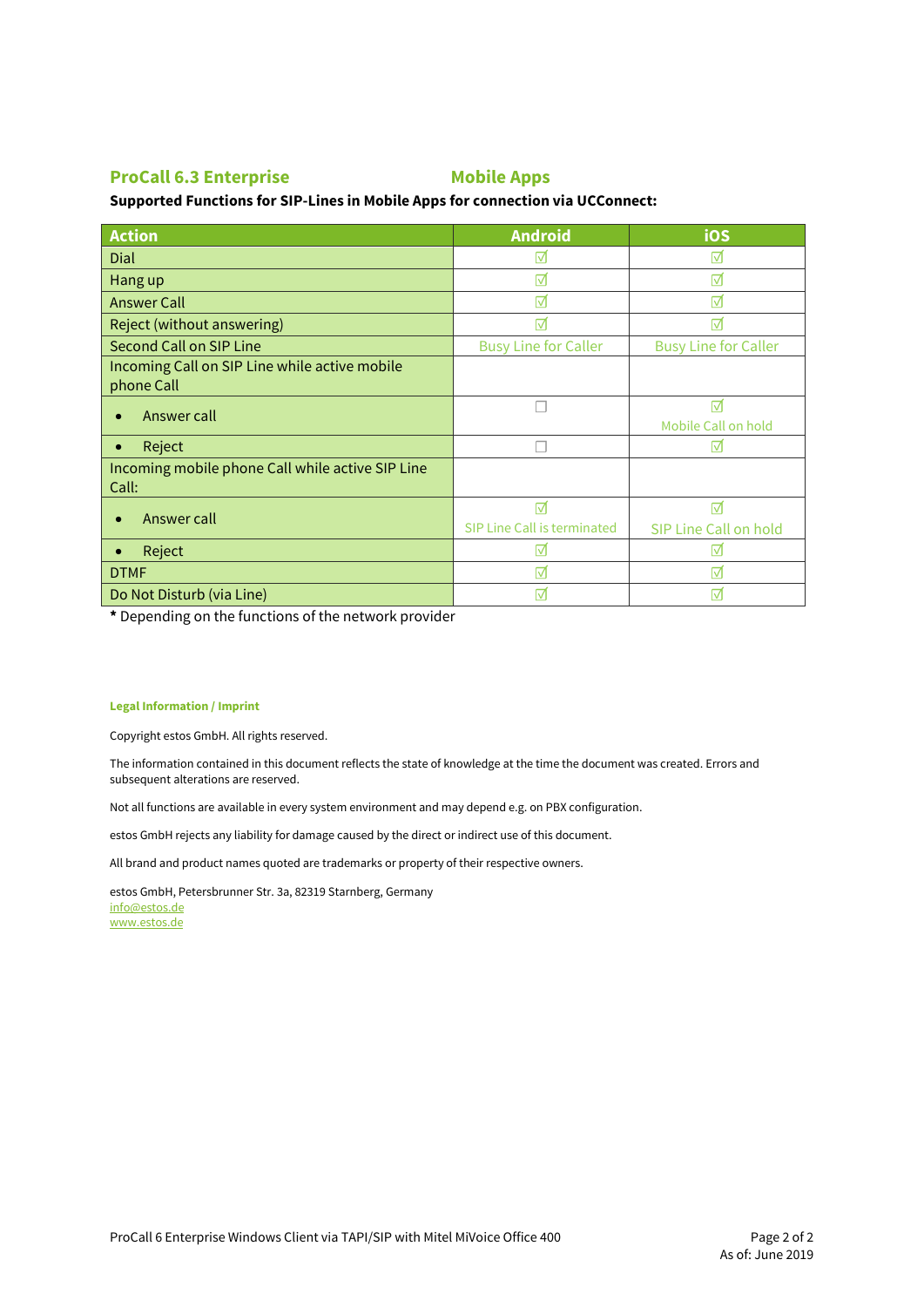## ProCall 6.3 Enterprise Mobile Apps

**Supported Functions for SIP-Lines in Mobile Apps for connection via UCConnect:**

| Action | Android | iOS |
|---|---|---|
| Dial | ☑ | ☑ |
| Hang up | ☑ | ☑ |
| Answer Call | ☑ | ☑ |
| Reject (without answering) | ☑ | ☑ |
| Second Call on SIP Line | Busy Line for Caller | Busy Line for Caller |
| Incoming Call on SIP Line while active mobile phone Call | | |
| • Answer call | ☐ | ☑ Mobile Call on hold |
| • Reject | ☐ | ☑ |
| Incoming mobile phone Call while active SIP Line Call: | | |
| • Answer call | ☑ SIP Line Call is terminated | ☑ SIP Line Call on hold |
| • Reject | ☑ | ☑ |
| DTMF | ☑ | ☑ |
| Do Not Disturb (via Line) | ☑ | ☑ |

**\*** Depending on the functions of the network provider

#### Legal Information / Imprint

Copyright estos GmbH. All rights reserved.

The information contained in this document reflects the state of knowledge at the time the document was created. Errors and subsequent alterations are reserved.

Not all functions are available in every system environment and may depend e.g. on PBX configuration.

estos GmbH rejects any liability for damage caused by the direct or indirect use of this document.

All brand and product names quoted are trademarks or property of their respective owners.

estos GmbH, Petersbrunner Str. 3a, 82319 Starnberg, Germany
info@estos.de
www.estos.de